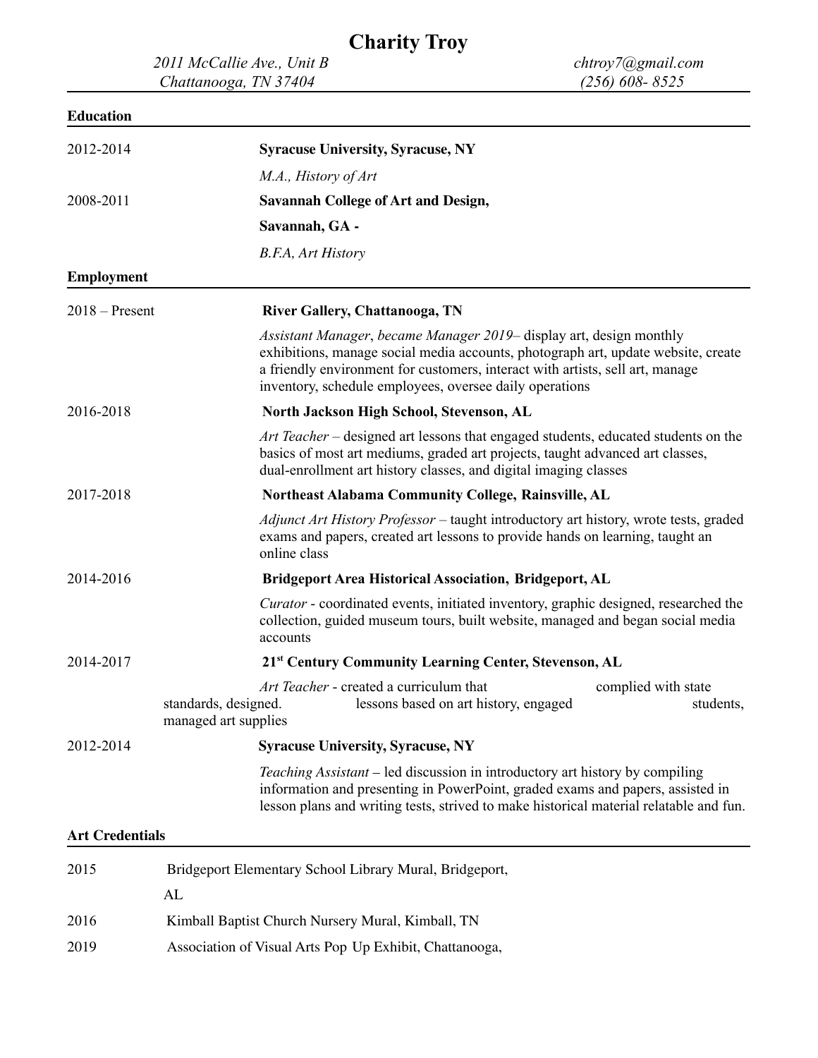# Charity Troy

*2011 McCallie Ave., Unit B*
*Chattanooga, TN 37404*

*chtroy7@gmail.com*
*(256) 608- 8525*

## Education

2012-2014 **Syracuse University, Syracuse, NY**

*M.A., History of Art*

2008-2011 **Savannah College of Art and Design, Savannah, GA -**

*B.F.A, Art History*

## Employment

2018 – Present **River Gallery, Chattanooga, TN**

*Assistant Manager*, *became Manager 2019*– display art, design monthly exhibitions, manage social media accounts, photograph art, update website, create a friendly environment for customers, interact with artists, sell art, manage inventory, schedule employees, oversee daily operations

2016-2018 **North Jackson High School, Stevenson, AL**

*Art Teacher* – designed art lessons that engaged students, educated students on the basics of most art mediums, graded art projects, taught advanced art classes, dual-enrollment art history classes, and digital imaging classes

2017-2018 **Northeast Alabama Community College, Rainsville, AL**

*Adjunct Art History Professor* – taught introductory art history, wrote tests, graded exams and papers, created art lessons to provide hands on learning, taught an online class

2014-2016 **Bridgeport Area Historical Association, Bridgeport, AL**

*Curator* - coordinated events, initiated inventory, graphic designed, researched the collection, guided museum tours, built website, managed and began social media accounts

2014-2017 **21st Century Community Learning Center, Stevenson, AL**

*Art Teacher* - created a curriculum that complied with state standards, designed. lessons based on art history, engaged students, managed art supplies

2012-2014 **Syracuse University, Syracuse, NY**

*Teaching Assistant* – led discussion in introductory art history by compiling information and presenting in PowerPoint, graded exams and papers, assisted in lesson plans and writing tests, strived to make historical material relatable and fun.

## Art Credentials

2015 Bridgeport Elementary School Library Mural, Bridgeport, AL

2016 Kimball Baptist Church Nursery Mural, Kimball, TN

2019 Association of Visual Arts Pop Up Exhibit, Chattanooga,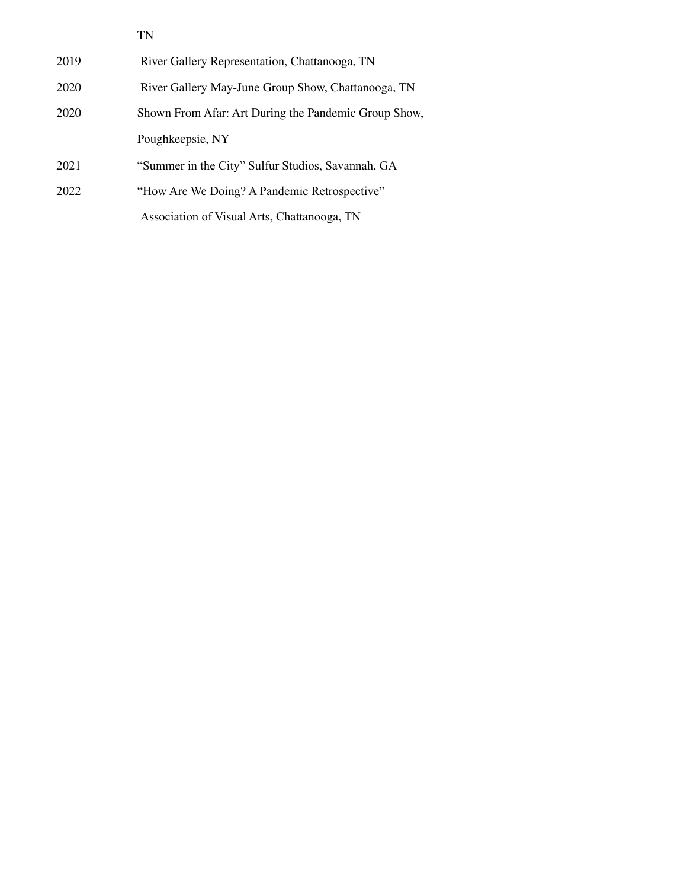TN

2019 River Gallery Representation, Chattanooga, TN

2020 River Gallery May-June Group Show, Chattanooga, TN

2020 Shown From Afar: Art During the Pandemic Group Show, Poughkeepsie, NY

2021 "Summer in the City" Sulfur Studios, Savannah, GA

2022 "How Are We Doing? A Pandemic Retrospective" Association of Visual Arts, Chattanooga, TN